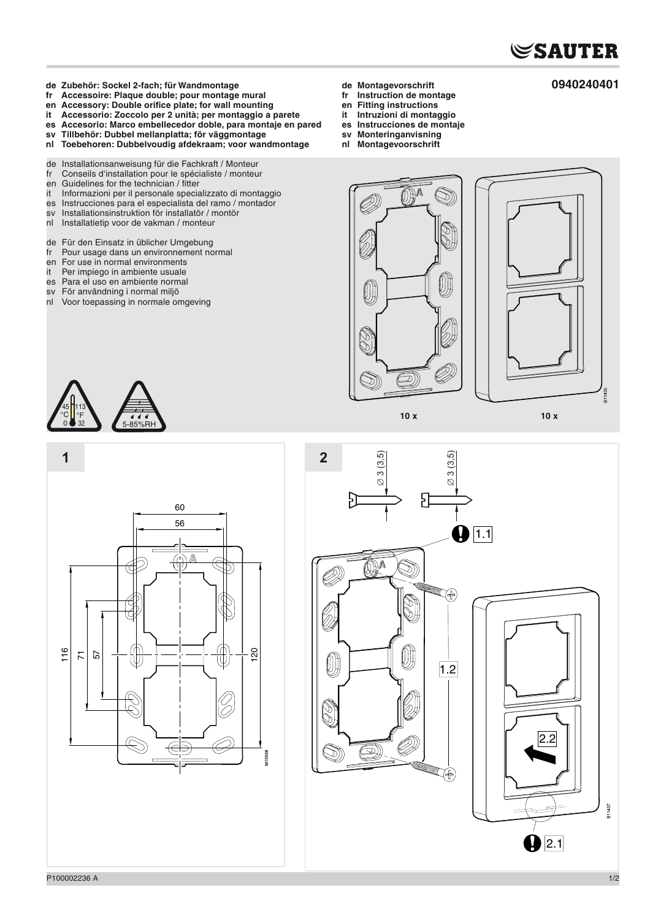**de Zubehör: Sockel 2-fach; für Wandmontage**
**fr Accessoire: Plaque double; pour montage mural**
**en Accessory: Double orifice plate; for wall mounting**
**it Accessorio: Zoccolo per 2 unità; per montaggio a parete**
**es Accesorio: Marco embellecedor doble, para montaje en pared**
**sv Tillbehör: Dubbel mellanplatta; för väggmontage**
**nl Toebehoren: Dubbelvoudig afdekraam; voor wandmontage**

**de Montagevorschrift**
**fr Instruction de montage**
**en Fitting instructions**
**it Intruzioni di montaggio**
**es Instrucciones de montaje**
**sv Monteringanvisning**
**nl Montagevoorschrift**

**0940240401**

de Installationsanweisung für die Fachkraft / Monteur
fr Conseils d'installation pour le spécialiste / monteur
en Guidelines for the technician / fitter
it Informazioni per il personale specializzato di montaggio
es Instrucciones para el especialista del ramo / montador
sv Installationsinstruktion för installatör / montör
nl Installatietip voor de vakman / monteur

de Für den Einsatz in üblicher Umgebung
fr Pour usage dans un environnement normal
en For use in normal environments
it Per impiego in ambiente usuale
es Para el uso en ambiente normal
sv För användning i normal miljö
nl Voor toepassing in normale omgeving

0…45 °C / 32…113 °F

5-85%RH

10 x

10 x

B11435

**1**

60
56
116
71
57
120

M10558

**2**

Ø 3 (3,5)
Ø 3 (3,5)

1.1
1.2
2.2
2.1

B11437

P100002236 A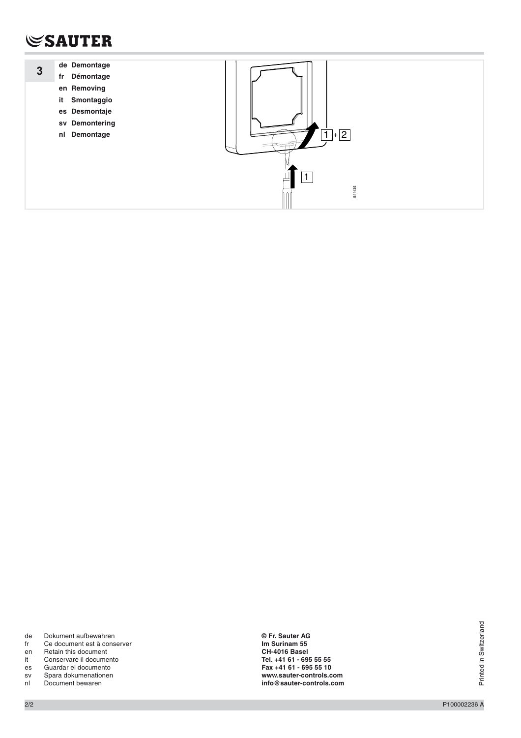**3**

**de Demontage**
**fr Démontage**
**en Removing**
**it Smontaggio**
**es Desmontaje**
**sv Demontering**
**nl Demontage**

1 + 2

1

B11435

de Dokument aufbewahren
fr Ce document est à conserver
en Retain this document
it Conservare il documento
es Guardar el documento
sv Spara dokumenationen
nl Document bewaren

**© Fr. Sauter AG**
**Im Surinam 55**
**CH-4016 Basel**
**Tel. +41 61 - 695 55 55**
**Fax +41 61 - 695 55 10**
**www.sauter-controls.com**
**info@sauter-controls.com**

Printed in Switzerland

P100002236 A